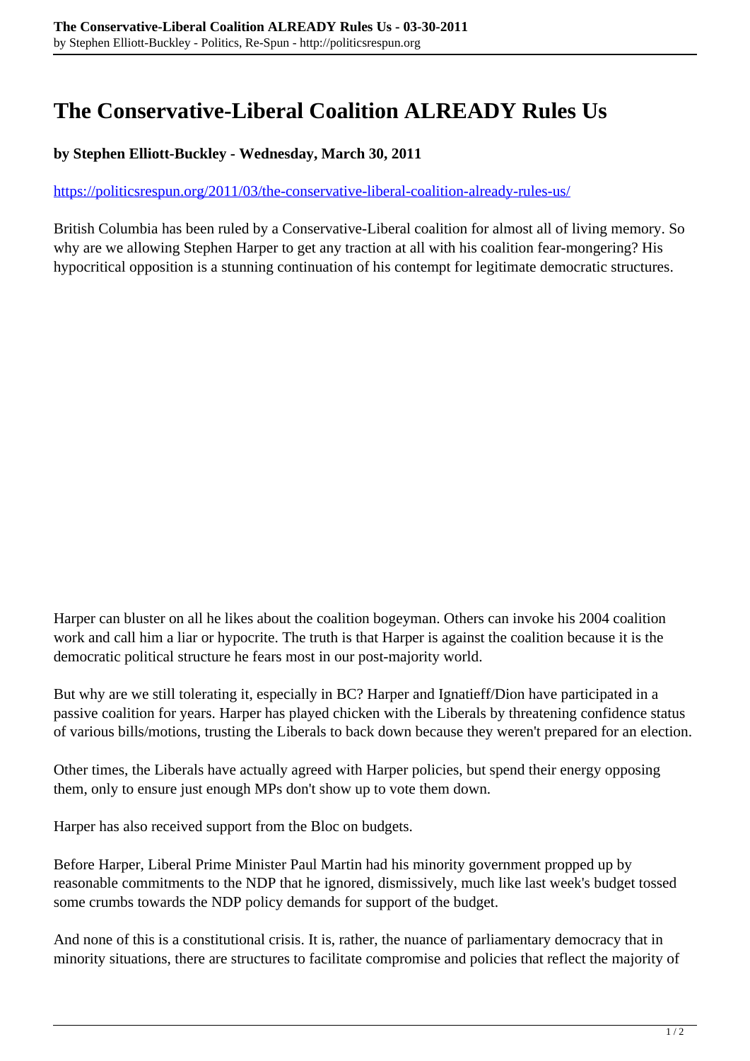# The Conservative-Liberal Coalition ALREADY Rules Us

**by Stephen Elliott-Buckley - Wednesday, March 30, 2011**

https://politicsrespun.org/2011/03/the-conservative-liberal-coalition-already-rules-us/

British Columbia has been ruled by a Conservative-Liberal coalition for almost all of living memory. So why are we allowing Stephen Harper to get any traction at all with his coalition fear-mongering? His hypocritical opposition is a stunning continuation of his contempt for legitimate democratic structures.

Harper can bluster on all he likes about the coalition bogeyman. Others can invoke his 2004 coalition work and call him a liar or hypocrite. The truth is that Harper is against the coalition because it is the democratic political structure he fears most in our post-majority world.

But why are we still tolerating it, especially in BC? Harper and Ignatieff/Dion have participated in a passive coalition for years. Harper has played chicken with the Liberals by threatening confidence status of various bills/motions, trusting the Liberals to back down because they weren't prepared for an election.

Other times, the Liberals have actually agreed with Harper policies, but spend their energy opposing them, only to ensure just enough MPs don't show up to vote them down.

Harper has also received support from the Bloc on budgets.

Before Harper, Liberal Prime Minister Paul Martin had his minority government propped up by reasonable commitments to the NDP that he ignored, dismissively, much like last week's budget tossed some crumbs towards the NDP policy demands for support of the budget.

And none of this is a constitutional crisis. It is, rather, the nuance of parliamentary democracy that in minority situations, there are structures to facilitate compromise and policies that reflect the majority of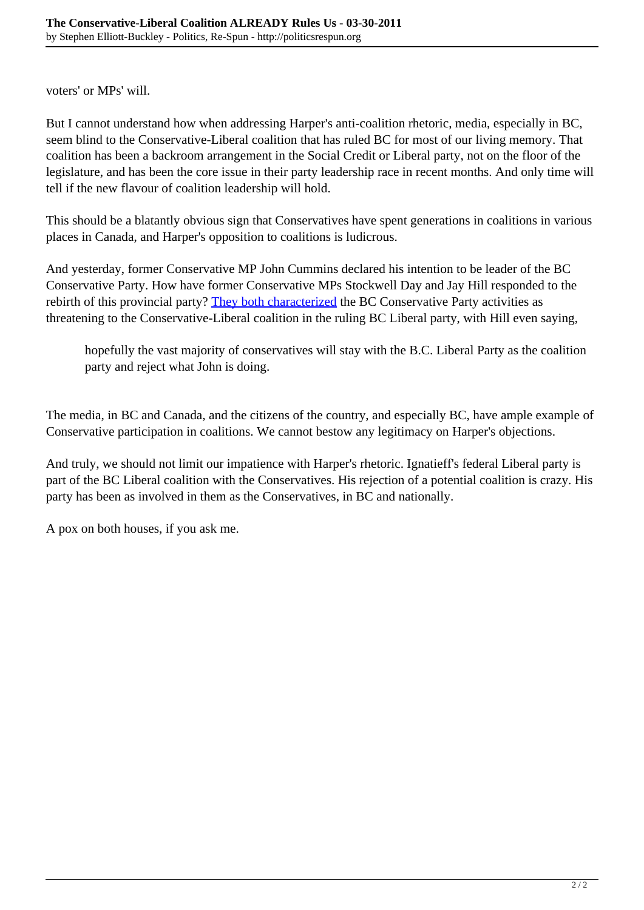voters' or MPs' will.

But I cannot understand how when addressing Harper's anti-coalition rhetoric, media, especially in BC, seem blind to the Conservative-Liberal coalition that has ruled BC for most of our living memory. That coalition has been a backroom arrangement in the Social Credit or Liberal party, not on the floor of the legislature, and has been the core issue in their party leadership race in recent months. And only time will tell if the new flavour of coalition leadership will hold.

This should be a blatantly obvious sign that Conservatives have spent generations in coalitions in various places in Canada, and Harper's opposition to coalitions is ludicrous.

And yesterday, former Conservative MP John Cummins declared his intention to be leader of the BC Conservative Party. How have former Conservative MPs Stockwell Day and Jay Hill responded to the rebirth of this provincial party? [They both characterized] the BC Conservative Party activities as threatening to the Conservative-Liberal coalition in the ruling BC Liberal party, with Hill even saying,

> hopefully the vast majority of conservatives will stay with the B.C. Liberal Party as the coalition party and reject what John is doing.

The media, in BC and Canada, and the citizens of the country, and especially BC, have ample example of Conservative participation in coalitions. We cannot bestow any legitimacy on Harper's objections.

And truly, we should not limit our impatience with Harper's rhetoric. Ignatieff's federal Liberal party is part of the BC Liberal coalition with the Conservatives. His rejection of a potential coalition is crazy. His party has been as involved in them as the Conservatives, in BC and nationally.

A pox on both houses, if you ask me.